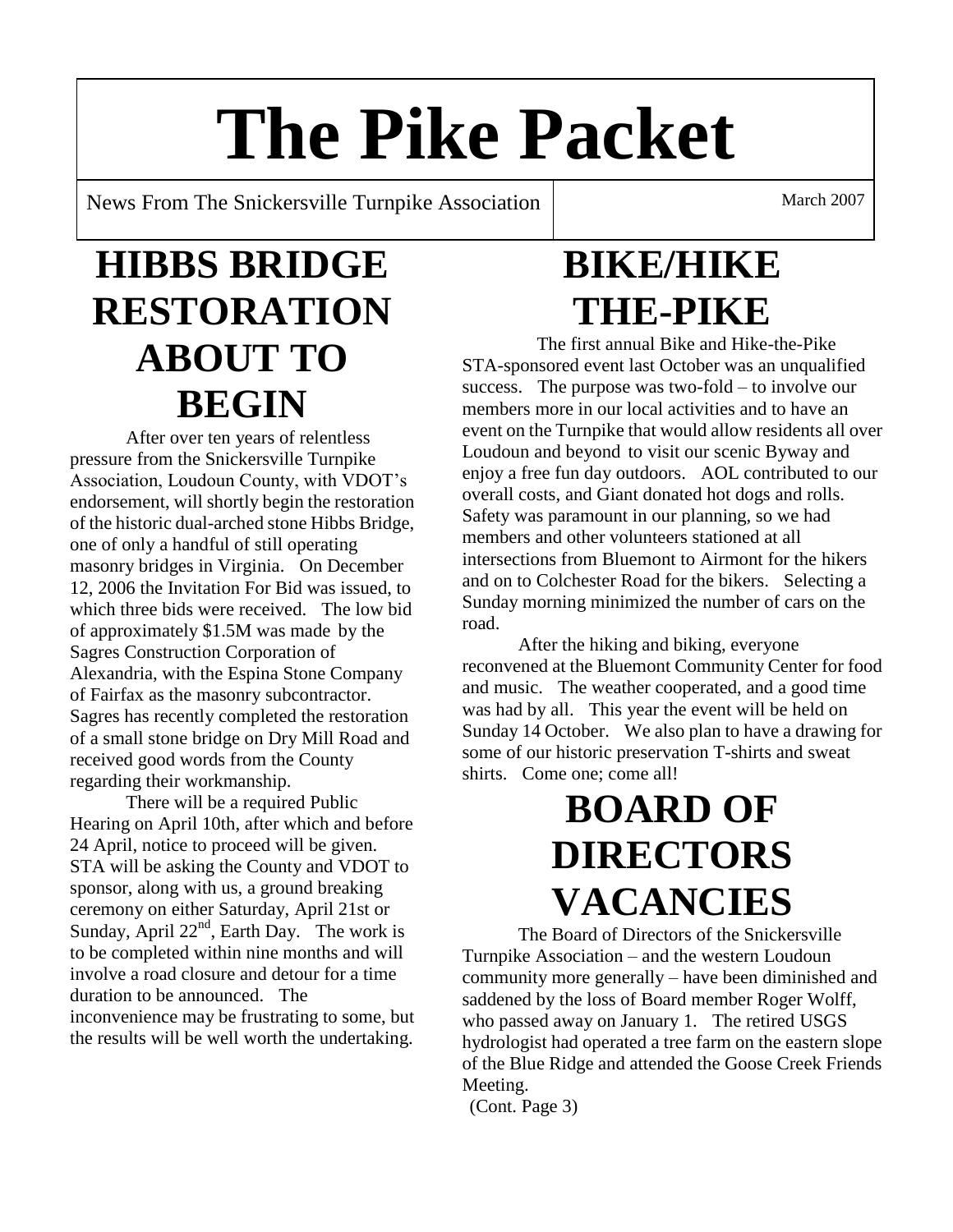# The Pike Packet

News From The Snickersville Turnpike Association

March 2007

## HIBBS BRIDGE RESTORATION ABOUT TO BEGIN

After over ten years of relentless pressure from the Snickersville Turnpike Association, Loudoun County, with VDOT's endorsement, will shortly begin the restoration of the historic dual-arched stone Hibbs Bridge, one of only a handful of still operating masonry bridges in Virginia. On December 12, 2006 the Invitation For Bid was issued, to which three bids were received. The low bid of approximately $1.5M was made by the Sagres Construction Corporation of Alexandria, with the Espina Stone Company of Fairfax as the masonry subcontractor. Sagres has recently completed the restoration of a small stone bridge on Dry Mill Road and received good words from the County regarding their workmanship.

There will be a required Public Hearing on April 10th, after which and before 24 April, notice to proceed will be given. STA will be asking the County and VDOT to sponsor, along with us, a ground breaking ceremony on either Saturday, April 21st or Sunday, April 22nd, Earth Day. The work is to be completed within nine months and will involve a road closure and detour for a time duration to be announced. The inconvenience may be frustrating to some, but the results will be well worth the undertaking.

## BIKE/HIKE THE-PIKE

The first annual Bike and Hike-the-Pike STA-sponsored event last October was an unqualified success. The purpose was two-fold – to involve our members more in our local activities and to have an event on the Turnpike that would allow residents all over Loudoun and beyond to visit our scenic Byway and enjoy a free fun day outdoors. AOL contributed to our overall costs, and Giant donated hot dogs and rolls. Safety was paramount in our planning, so we had members and other volunteers stationed at all intersections from Bluemont to Airmont for the hikers and on to Colchester Road for the bikers. Selecting a Sunday morning minimized the number of cars on the road.

After the hiking and biking, everyone reconvened at the Bluemont Community Center for food and music. The weather cooperated, and a good time was had by all. This year the event will be held on Sunday 14 October. We also plan to have a drawing for some of our historic preservation T-shirts and sweat shirts. Come one; come all!

## BOARD OF DIRECTORS VACANCIES

The Board of Directors of the Snickersville Turnpike Association – and the western Loudoun community more generally – have been diminished and saddened by the loss of Board member Roger Wolff, who passed away on January 1. The retired USGS hydrologist had operated a tree farm on the eastern slope of the Blue Ridge and attended the Goose Creek Friends Meeting.

(Cont. Page 3)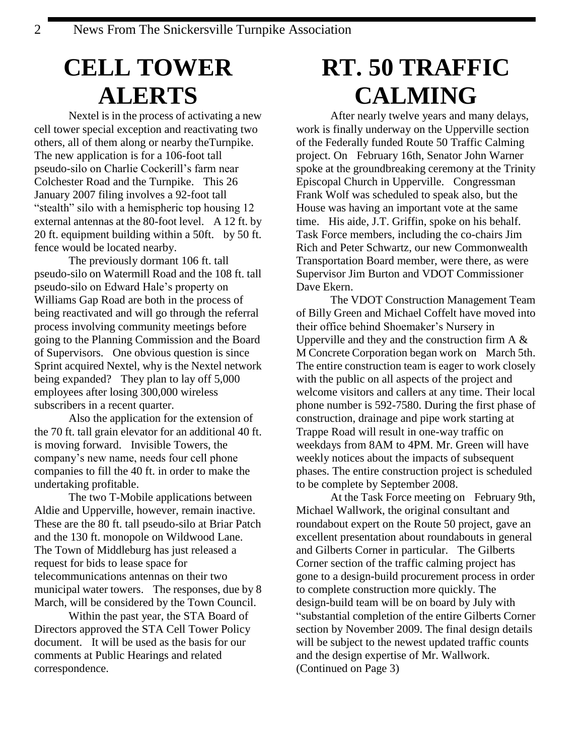# CELL TOWER ALERTS

Nextel is in the process of activating a new cell tower special exception and reactivating two others, all of them along or nearby theTurnpike. The new application is for a 106-foot tall pseudo-silo on Charlie Cockerill's farm near Colchester Road and the Turnpike. This 26 January 2007 filing involves a 92-foot tall "stealth" silo with a hemispheric top housing 12 external antennas at the 80-foot level. A 12 ft. by 20 ft. equipment building within a 50ft. by 50 ft. fence would be located nearby.

The previously dormant 106 ft. tall pseudo-silo on Watermill Road and the 108 ft. tall pseudo-silo on Edward Hale's property on Williams Gap Road are both in the process of being reactivated and will go through the referral process involving community meetings before going to the Planning Commission and the Board of Supervisors. One obvious question is since Sprint acquired Nextel, why is the Nextel network being expanded? They plan to lay off 5,000 employees after losing 300,000 wireless subscribers in a recent quarter.

Also the application for the extension of the 70 ft. tall grain elevator for an additional 40 ft. is moving forward. Invisible Towers, the company's new name, needs four cell phone companies to fill the 40 ft. in order to make the undertaking profitable.

The two T-Mobile applications between Aldie and Upperville, however, remain inactive. These are the 80 ft. tall pseudo-silo at Briar Patch and the 130 ft. monopole on Wildwood Lane. The Town of Middleburg has just released a request for bids to lease space for telecommunications antennas on their two municipal water towers. The responses, due by 8 March, will be considered by the Town Council.

Within the past year, the STA Board of Directors approved the STA Cell Tower Policy document. It will be used as the basis for our comments at Public Hearings and related correspondence.

# RT. 50 TRAFFIC CALMING

After nearly twelve years and many delays, work is finally underway on the Upperville section of the Federally funded Route 50 Traffic Calming project. On February 16th, Senator John Warner spoke at the groundbreaking ceremony at the Trinity Episcopal Church in Upperville. Congressman Frank Wolf was scheduled to speak also, but the House was having an important vote at the same time. His aide, J.T. Griffin, spoke on his behalf. Task Force members, including the co-chairs Jim Rich and Peter Schwartz, our new Commonwealth Transportation Board member, were there, as were Supervisor Jim Burton and VDOT Commissioner Dave Ekern.

The VDOT Construction Management Team of Billy Green and Michael Coffelt have moved into their office behind Shoemaker's Nursery in Upperville and they and the construction firm A & M Concrete Corporation began work on March 5th. The entire construction team is eager to work closely with the public on all aspects of the project and welcome visitors and callers at any time. Their local phone number is 592-7580. During the first phase of construction, drainage and pipe work starting at Trappe Road will result in one-way traffic on weekdays from 8AM to 4PM. Mr. Green will have weekly notices about the impacts of subsequent phases. The entire construction project is scheduled to be complete by September 2008.

At the Task Force meeting on February 9th, Michael Wallwork, the original consultant and roundabout expert on the Route 50 project, gave an excellent presentation about roundabouts in general and Gilberts Corner in particular. The Gilberts Corner section of the traffic calming project has gone to a design-build procurement process in order to complete construction more quickly. The design-build team will be on board by July with "substantial completion of the entire Gilberts Corner section by November 2009. The final design details will be subject to the newest updated traffic counts and the design expertise of Mr. Wallwork. (Continued on Page 3)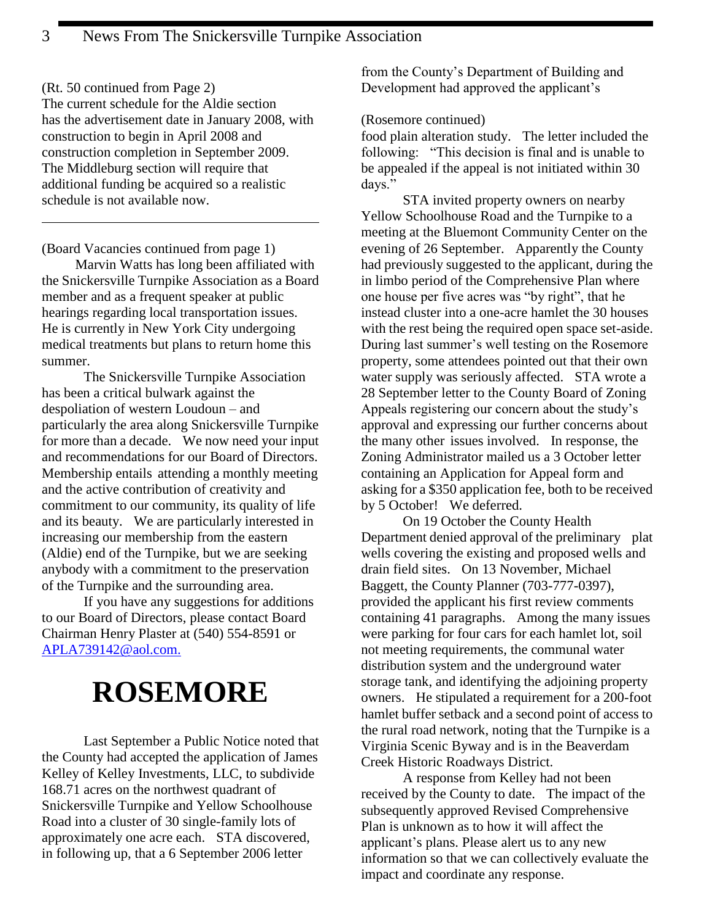(Rt. 50 continued from Page 2)
The current schedule for the Aldie section has the advertisement date in January 2008, with construction to begin in April 2008 and construction completion in September 2009. The Middleburg section will require that additional funding be acquired so a realistic schedule is not available now.

---

(Board Vacancies continued from page 1)

Marvin Watts has long been affiliated with the Snickersville Turnpike Association as a Board member and as a frequent speaker at public hearings regarding local transportation issues. He is currently in New York City undergoing medical treatments but plans to return home this summer.

The Snickersville Turnpike Association has been a critical bulwark against the despoliation of western Loudoun – and particularly the area along Snickersville Turnpike for more than a decade. We now need your input and recommendations for our Board of Directors. Membership entails attending a monthly meeting and the active contribution of creativity and commitment to our community, its quality of life and its beauty. We are particularly interested in increasing our membership from the eastern (Aldie) end of the Turnpike, but we are seeking anybody with a commitment to the preservation of the Turnpike and the surrounding area.

If you have any suggestions for additions to our Board of Directors, please contact Board Chairman Henry Plaster at (540) 554-8591 or APLA739142@aol.com.

# ROSEMORE

Last September a Public Notice noted that the County had accepted the application of James Kelley of Kelley Investments, LLC, to subdivide 168.71 acres on the northwest quadrant of Snickersville Turnpike and Yellow Schoolhouse Road into a cluster of 30 single-family lots of approximately one acre each. STA discovered, in following up, that a 6 September 2006 letter from the County's Department of Building and Development had approved the applicant's

(Rosemore continued)
food plain alteration study. The letter included the following: "This decision is final and is unable to be appealed if the appeal is not initiated within 30 days."

STA invited property owners on nearby Yellow Schoolhouse Road and the Turnpike to a meeting at the Bluemont Community Center on the evening of 26 September. Apparently the County had previously suggested to the applicant, during the in limbo period of the Comprehensive Plan where one house per five acres was "by right", that he instead cluster into a one-acre hamlet the 30 houses with the rest being the required open space set-aside. During last summer's well testing on the Rosemore property, some attendees pointed out that their own water supply was seriously affected. STA wrote a 28 September letter to the County Board of Zoning Appeals registering our concern about the study's approval and expressing our further concerns about the many other issues involved. In response, the Zoning Administrator mailed us a 3 October letter containing an Application for Appeal form and asking for a $350 application fee, both to be received by 5 October! We deferred.

On 19 October the County Health Department denied approval of the preliminary plat wells covering the existing and proposed wells and drain field sites. On 13 November, Michael Baggett, the County Planner (703-777-0397), provided the applicant his first review comments containing 41 paragraphs. Among the many issues were parking for four cars for each hamlet lot, soil not meeting requirements, the communal water distribution system and the underground water storage tank, and identifying the adjoining property owners. He stipulated a requirement for a 200-foot hamlet buffer setback and a second point of access to the rural road network, noting that the Turnpike is a Virginia Scenic Byway and is in the Beaverdam Creek Historic Roadways District.

A response from Kelley had not been received by the County to date. The impact of the subsequently approved Revised Comprehensive Plan is unknown as to how it will affect the applicant's plans. Please alert us to any new information so that we can collectively evaluate the impact and coordinate any response.